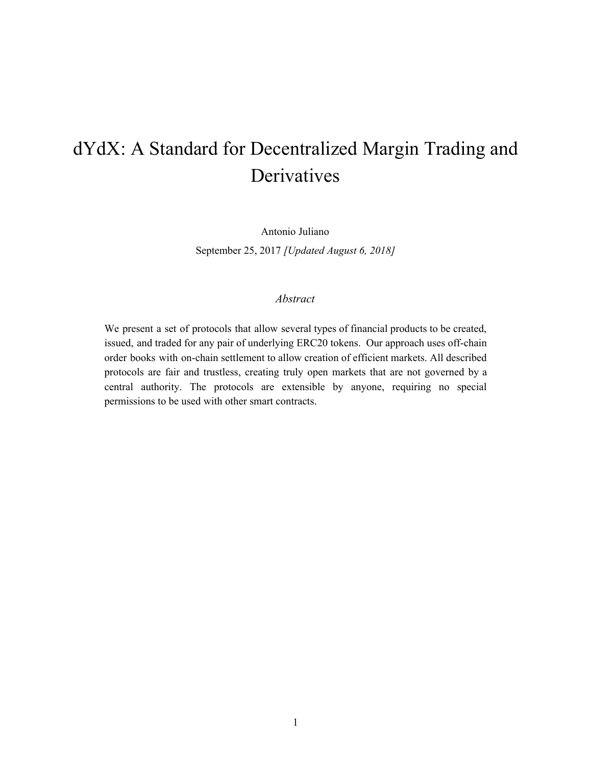# dYdX: A Standard for Decentralized Margin Trading and Derivatives

Antonio Juliano

September 25, 2017 *[Updated August 6, 2018]*

*Abstract*

We present a set of protocols that allow several types of financial products to be created, issued, and traded for any pair of underlying ERC20 tokens. Our approach uses off-chain order books with on-chain settlement to allow creation of efficient markets. All described protocols are fair and trustless, creating truly open markets that are not governed by a central authority. The protocols are extensible by anyone, requiring no special permissions to be used with other smart contracts.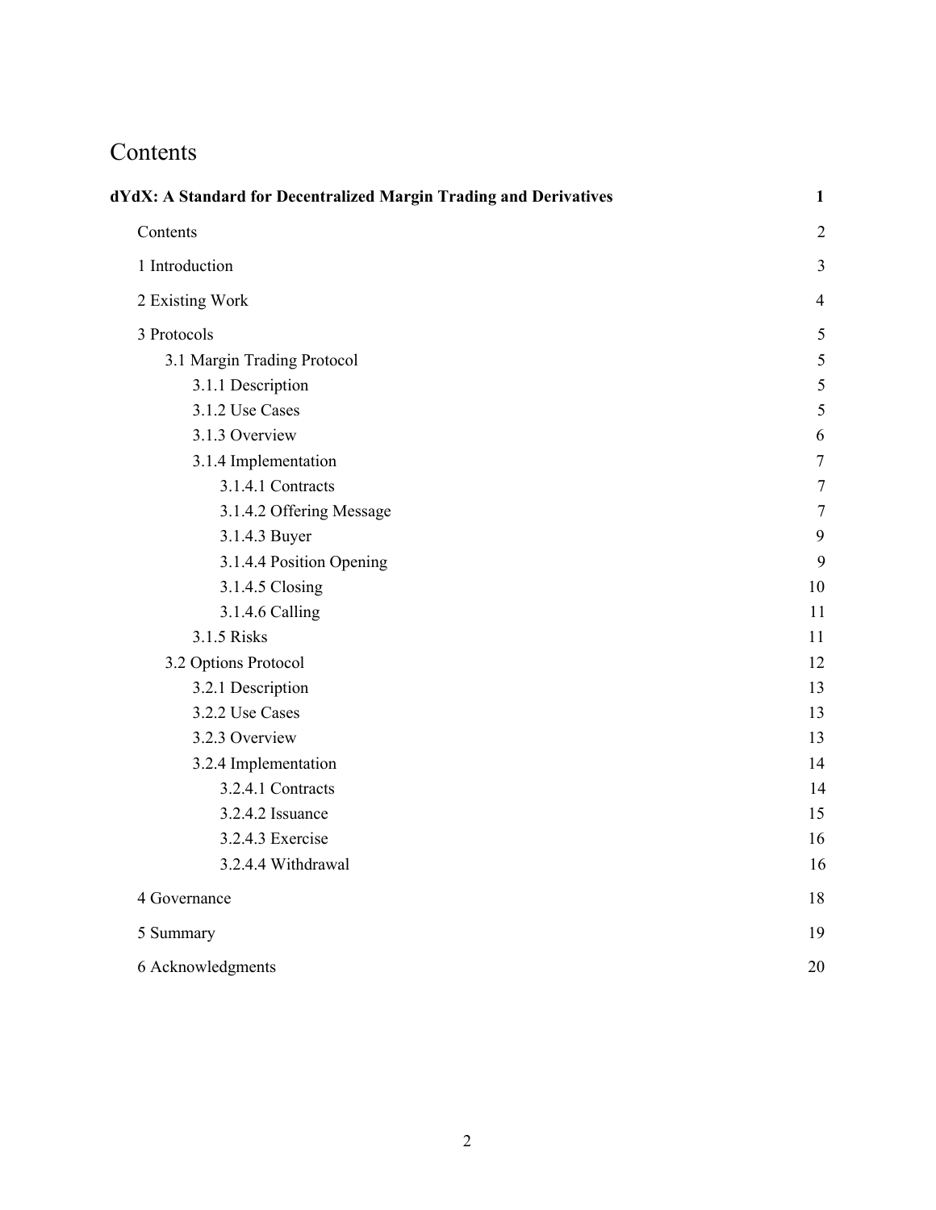# Contents

**dYdX: A Standard for Decentralized Margin Trading and Derivatives** **1**

- Contents 2
- 1 Introduction 3
- 2 Existing Work 4
- 3 Protocols 5
  - 3.1 Margin Trading Protocol 5
    - 3.1.1 Description 5
    - 3.1.2 Use Cases 5
    - 3.1.3 Overview 6
    - 3.1.4 Implementation 7
      - 3.1.4.1 Contracts 7
      - 3.1.4.2 Offering Message 7
      - 3.1.4.3 Buyer 9
      - 3.1.4.4 Position Opening 9
      - 3.1.4.5 Closing 10
      - 3.1.4.6 Calling 11
    - 3.1.5 Risks 11
  - 3.2 Options Protocol 12
    - 3.2.1 Description 13
    - 3.2.2 Use Cases 13
    - 3.2.3 Overview 13
    - 3.2.4 Implementation 14
      - 3.2.4.1 Contracts 14
      - 3.2.4.2 Issuance 15
      - 3.2.4.3 Exercise 16
      - 3.2.4.4 Withdrawal 16
- 4 Governance 18
- 5 Summary 19
- 6 Acknowledgments 20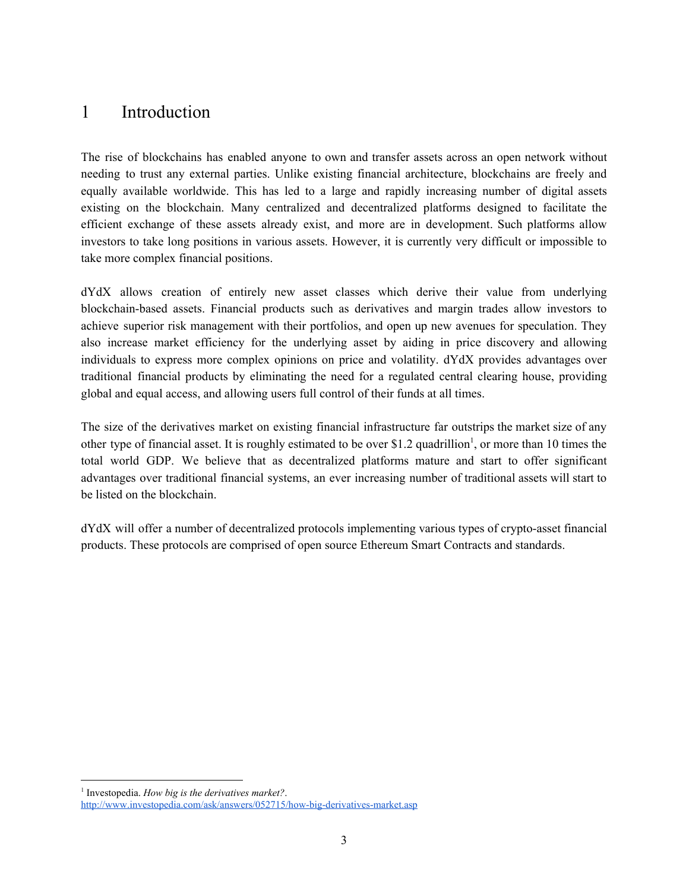# 1 Introduction

The rise of blockchains has enabled anyone to own and transfer assets across an open network without needing to trust any external parties. Unlike existing financial architecture, blockchains are freely and equally available worldwide. This has led to a large and rapidly increasing number of digital assets existing on the blockchain. Many centralized and decentralized platforms designed to facilitate the efficient exchange of these assets already exist, and more are in development. Such platforms allow investors to take long positions in various assets. However, it is currently very difficult or impossible to take more complex financial positions.

dYdX allows creation of entirely new asset classes which derive their value from underlying blockchain-based assets. Financial products such as derivatives and margin trades allow investors to achieve superior risk management with their portfolios, and open up new avenues for speculation. They also increase market efficiency for the underlying asset by aiding in price discovery and allowing individuals to express more complex opinions on price and volatility. dYdX provides advantages over traditional financial products by eliminating the need for a regulated central clearing house, providing global and equal access, and allowing users full control of their funds at all times.

The size of the derivatives market on existing financial infrastructure far outstrips the market size of any other type of financial asset. It is roughly estimated to be over $1.2 quadrillion[1], or more than 10 times the total world GDP. We believe that as decentralized platforms mature and start to offer significant advantages over traditional financial systems, an ever increasing number of traditional assets will start to be listed on the blockchain.

dYdX will offer a number of decentralized protocols implementing various types of crypto-asset financial products. These protocols are comprised of open source Ethereum Smart Contracts and standards.

---

[1] Investopedia. *How big is the derivatives market?*. http://www.investopedia.com/ask/answers/052715/how-big-derivatives-market.asp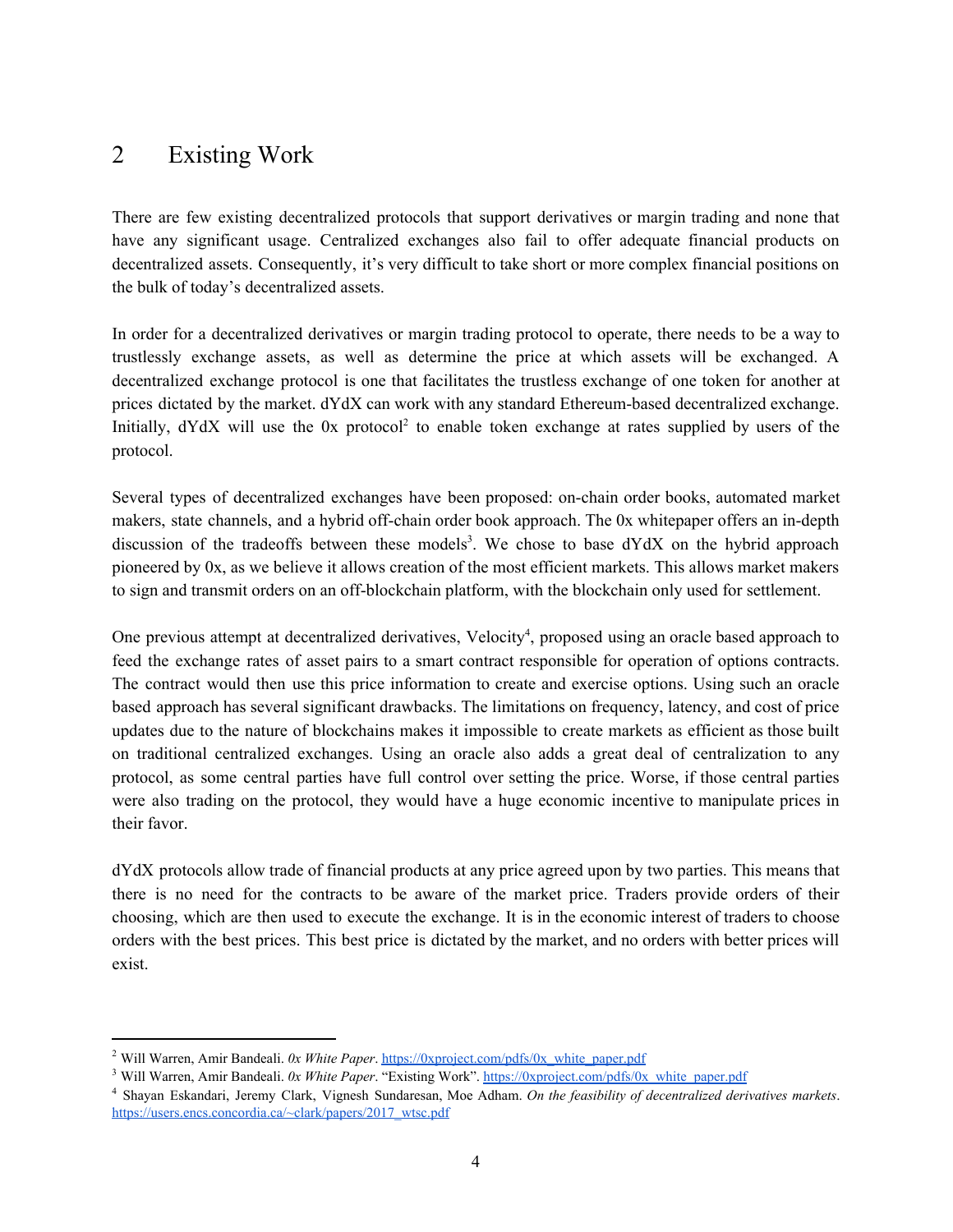## 2 Existing Work

There are few existing decentralized protocols that support derivatives or margin trading and none that have any significant usage. Centralized exchanges also fail to offer adequate financial products on decentralized assets. Consequently, it's very difficult to take short or more complex financial positions on the bulk of today's decentralized assets.

In order for a decentralized derivatives or margin trading protocol to operate, there needs to be a way to trustlessly exchange assets, as well as determine the price at which assets will be exchanged. A decentralized exchange protocol is one that facilitates the trustless exchange of one token for another at prices dictated by the market. dYdX can work with any standard Ethereum-based decentralized exchange. Initially, dYdX will use the 0x protocol[2] to enable token exchange at rates supplied by users of the protocol.

Several types of decentralized exchanges have been proposed: on-chain order books, automated market makers, state channels, and a hybrid off-chain order book approach. The 0x whitepaper offers an in-depth discussion of the tradeoffs between these models[3]. We chose to base dYdX on the hybrid approach pioneered by 0x, as we believe it allows creation of the most efficient markets. This allows market makers to sign and transmit orders on an off-blockchain platform, with the blockchain only used for settlement.

One previous attempt at decentralized derivatives, Velocity[4], proposed using an oracle based approach to feed the exchange rates of asset pairs to a smart contract responsible for operation of options contracts. The contract would then use this price information to create and exercise options. Using such an oracle based approach has several significant drawbacks. The limitations on frequency, latency, and cost of price updates due to the nature of blockchains makes it impossible to create markets as efficient as those built on traditional centralized exchanges. Using an oracle also adds a great deal of centralization to any protocol, as some central parties have full control over setting the price. Worse, if those central parties were also trading on the protocol, they would have a huge economic incentive to manipulate prices in their favor.

dYdX protocols allow trade of financial products at any price agreed upon by two parties. This means that there is no need for the contracts to be aware of the market price. Traders provide orders of their choosing, which are then used to execute the exchange. It is in the economic interest of traders to choose orders with the best prices. This best price is dictated by the market, and no orders with better prices will exist.

---

[2] Will Warren, Amir Bandeali. *0x White Paper*. https://0xproject.com/pdfs/0x_white_paper.pdf

[3] Will Warren, Amir Bandeali. *0x White Paper*. "Existing Work". https://0xproject.com/pdfs/0x_white_paper.pdf

[4] Shayan Eskandari, Jeremy Clark, Vignesh Sundaresan, Moe Adham. *On the feasibility of decentralized derivatives markets*. https://users.encs.concordia.ca/~clark/papers/2017_wtsc.pdf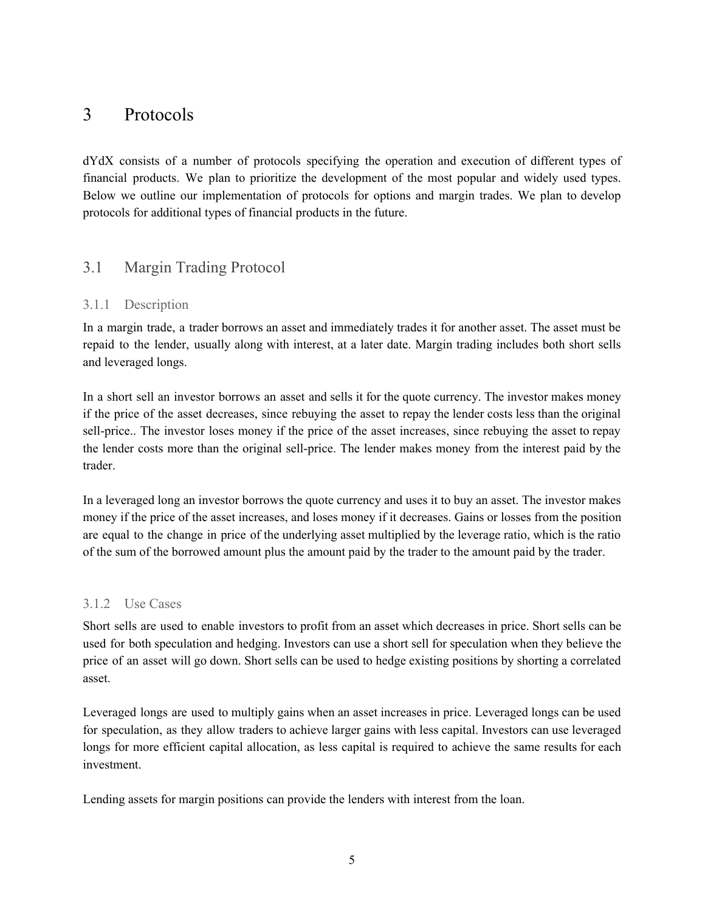# 3 Protocols

dYdX consists of a number of protocols specifying the operation and execution of different types of financial products. We plan to prioritize the development of the most popular and widely used types. Below we outline our implementation of protocols for options and margin trades. We plan to develop protocols for additional types of financial products in the future.

## 3.1 Margin Trading Protocol

### 3.1.1 Description

In a margin trade, a trader borrows an asset and immediately trades it for another asset. The asset must be repaid to the lender, usually along with interest, at a later date. Margin trading includes both short sells and leveraged longs.

In a short sell an investor borrows an asset and sells it for the quote currency. The investor makes money if the price of the asset decreases, since rebuying the asset to repay the lender costs less than the original sell-price.. The investor loses money if the price of the asset increases, since rebuying the asset to repay the lender costs more than the original sell-price. The lender makes money from the interest paid by the trader.

In a leveraged long an investor borrows the quote currency and uses it to buy an asset. The investor makes money if the price of the asset increases, and loses money if it decreases. Gains or losses from the position are equal to the change in price of the underlying asset multiplied by the leverage ratio, which is the ratio of the sum of the borrowed amount plus the amount paid by the trader to the amount paid by the trader.

### 3.1.2 Use Cases

Short sells are used to enable investors to profit from an asset which decreases in price. Short sells can be used for both speculation and hedging. Investors can use a short sell for speculation when they believe the price of an asset will go down. Short sells can be used to hedge existing positions by shorting a correlated asset.

Leveraged longs are used to multiply gains when an asset increases in price. Leveraged longs can be used for speculation, as they allow traders to achieve larger gains with less capital. Investors can use leveraged longs for more efficient capital allocation, as less capital is required to achieve the same results for each investment.

Lending assets for margin positions can provide the lenders with interest from the loan.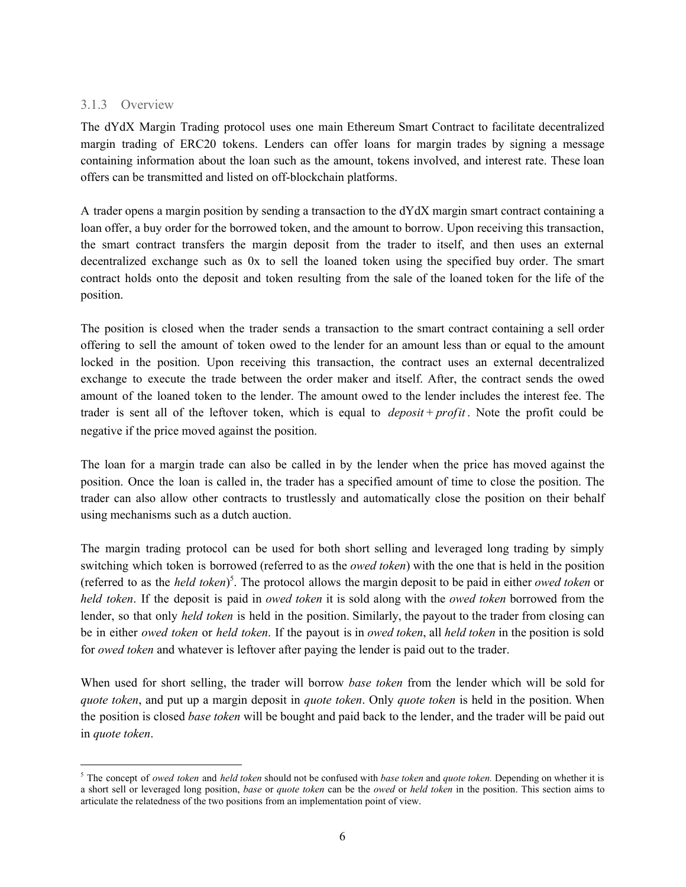### 3.1.3 Overview

The dYdX Margin Trading protocol uses one main Ethereum Smart Contract to facilitate decentralized margin trading of ERC20 tokens. Lenders can offer loans for margin trades by signing a message containing information about the loan such as the amount, tokens involved, and interest rate. These loan offers can be transmitted and listed on off-blockchain platforms.

A trader opens a margin position by sending a transaction to the dYdX margin smart contract containing a loan offer, a buy order for the borrowed token, and the amount to borrow. Upon receiving this transaction, the smart contract transfers the margin deposit from the trader to itself, and then uses an external decentralized exchange such as 0x to sell the loaned token using the specified buy order. The smart contract holds onto the deposit and token resulting from the sale of the loaned token for the life of the position.

The position is closed when the trader sends a transaction to the smart contract containing a sell order offering to sell the amount of token owed to the lender for an amount less than or equal to the amount locked in the position. Upon receiving this transaction, the contract uses an external decentralized exchange to execute the trade between the order maker and itself. After, the contract sends the owed amount of the loaned token to the lender. The amount owed to the lender includes the interest fee. The trader is sent all of the leftover token, which is equal to $deposit + profit$. Note the profit could be negative if the price moved against the position.

The loan for a margin trade can also be called in by the lender when the price has moved against the position. Once the loan is called in, the trader has a specified amount of time to close the position. The trader can also allow other contracts to trustlessly and automatically close the position on their behalf using mechanisms such as a dutch auction.

The margin trading protocol can be used for both short selling and leveraged long trading by simply switching which token is borrowed (referred to as the *owed token*) with the one that is held in the position (referred to as the *held token*)[5]. The protocol allows the margin deposit to be paid in either *owed token* or *held token*. If the deposit is paid in *owed token* it is sold along with the *owed token* borrowed from the lender, so that only *held token* is held in the position. Similarly, the payout to the trader from closing can be in either *owed token* or *held token*. If the payout is in *owed token*, all *held token* in the position is sold for *owed token* and whatever is leftover after paying the lender is paid out to the trader.

When used for short selling, the trader will borrow *base token* from the lender which will be sold for *quote token*, and put up a margin deposit in *quote token*. Only *quote token* is held in the position. When the position is closed *base token* will be bought and paid back to the lender, and the trader will be paid out in *quote token*.

---

[5] The concept of *owed token* and *held token* should not be confused with *base token* and *quote token.* Depending on whether it is a short sell or leveraged long position, *base* or *quote token* can be the *owed* or *held token* in the position. This section aims to articulate the relatedness of the two positions from an implementation point of view.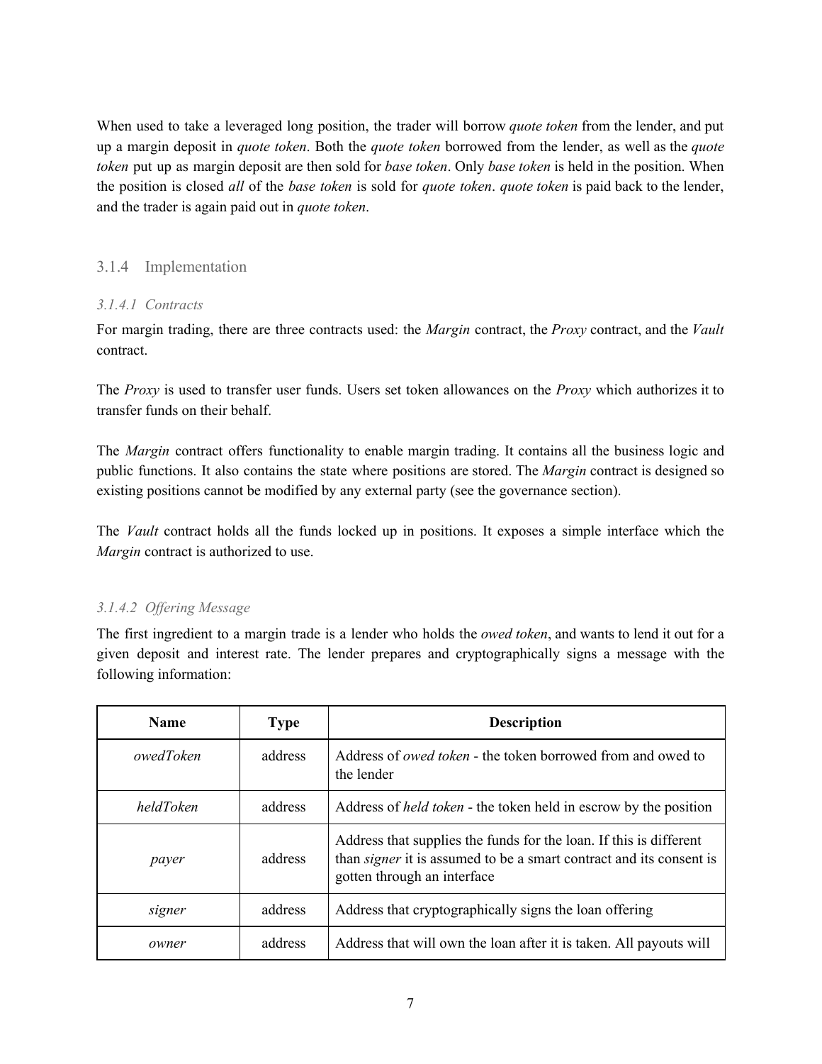When used to take a leveraged long position, the trader will borrow *quote token* from the lender, and put up a margin deposit in *quote token*. Both the *quote token* borrowed from the lender, as well as the *quote token* put up as margin deposit are then sold for *base token*. Only *base token* is held in the position. When the position is closed *all* of the *base token* is sold for *quote token*. *quote token* is paid back to the lender, and the trader is again paid out in *quote token*.

### 3.1.4 Implementation

#### *3.1.4.1 Contracts*

For margin trading, there are three contracts used: the *Margin* contract, the *Proxy* contract, and the *Vault* contract.

The *Proxy* is used to transfer user funds. Users set token allowances on the *Proxy* which authorizes it to transfer funds on their behalf.

The *Margin* contract offers functionality to enable margin trading. It contains all the business logic and public functions. It also contains the state where positions are stored. The *Margin* contract is designed so existing positions cannot be modified by any external party (see the governance section).

The *Vault* contract holds all the funds locked up in positions. It exposes a simple interface which the *Margin* contract is authorized to use.

#### *3.1.4.2 Offering Message*

The first ingredient to a margin trade is a lender who holds the *owed token*, and wants to lend it out for a given deposit and interest rate. The lender prepares and cryptographically signs a message with the following information:

| Name | Type | Description |
|---|---|---|
| *owedToken* | address | Address of *owed token* - the token borrowed from and owed to the lender |
| *heldToken* | address | Address of *held token* - the token held in escrow by the position |
| *payer* | address | Address that supplies the funds for the loan. If this is different than *signer* it is assumed to be a smart contract and its consent is gotten through an interface |
| *signer* | address | Address that cryptographically signs the loan offering |
| *owner* | address | Address that will own the loan after it is taken. All payouts will |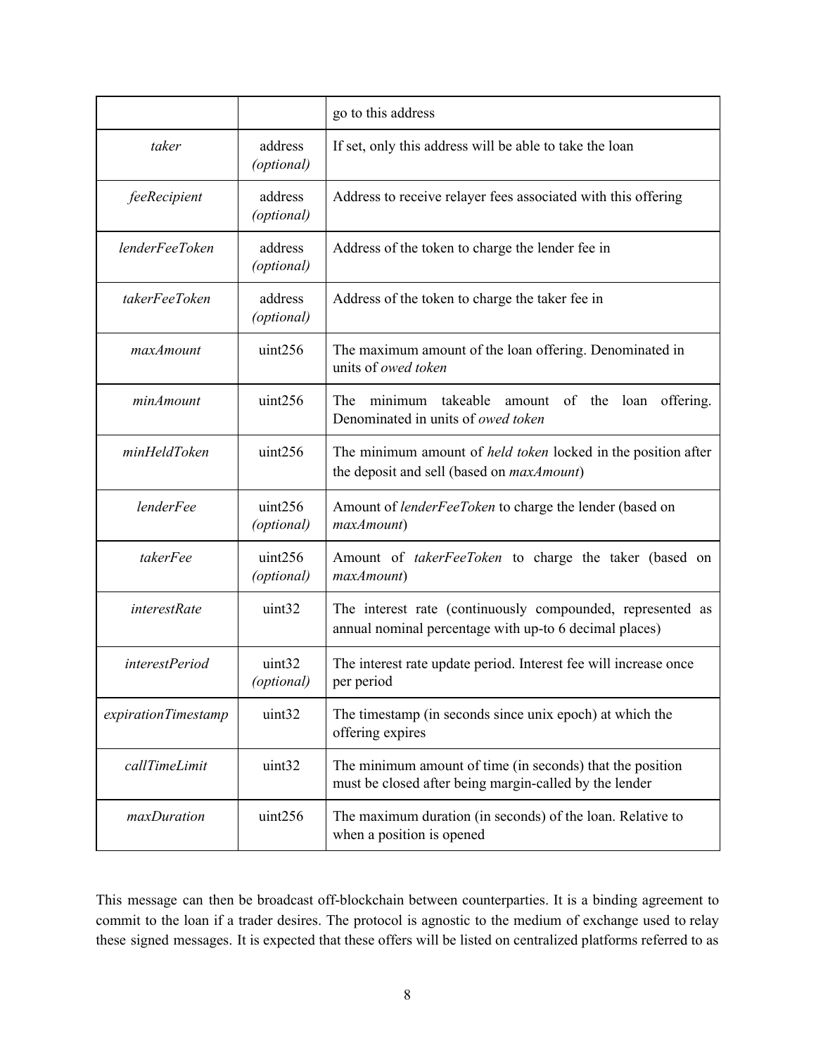| | | go to this address |
|---|---|---|
| *taker* | address *(optional)* | If set, only this address will be able to take the loan |
| *feeRecipient* | address *(optional)* | Address to receive relayer fees associated with this offering |
| *lenderFeeToken* | address *(optional)* | Address of the token to charge the lender fee in |
| *takerFeeToken* | address *(optional)* | Address of the token to charge the taker fee in |
| *maxAmount* | uint256 | The maximum amount of the loan offering. Denominated in units of *owed token* |
| *minAmount* | uint256 | The minimum takeable amount of the loan offering. Denominated in units of *owed token* |
| *minHeldToken* | uint256 | The minimum amount of *held token* locked in the position after the deposit and sell (based on *maxAmount*) |
| *lenderFee* | uint256 *(optional)* | Amount of *lenderFeeToken* to charge the lender (based on *maxAmount*) |
| *takerFee* | uint256 *(optional)* | Amount of *takerFeeToken* to charge the taker (based on *maxAmount*) |
| *interestRate* | uint32 | The interest rate (continuously compounded, represented as annual nominal percentage with up-to 6 decimal places) |
| *interestPeriod* | uint32 *(optional)* | The interest rate update period. Interest fee will increase once per period |
| *expirationTimestamp* | uint32 | The timestamp (in seconds since unix epoch) at which the offering expires |
| *callTimeLimit* | uint32 | The minimum amount of time (in seconds) that the position must be closed after being margin-called by the lender |
| *maxDuration* | uint256 | The maximum duration (in seconds) of the loan. Relative to when a position is opened |

This message can then be broadcast off-blockchain between counterparties. It is a binding agreement to commit to the loan if a trader desires. The protocol is agnostic to the medium of exchange used to relay these signed messages. It is expected that these offers will be listed on centralized platforms referred to as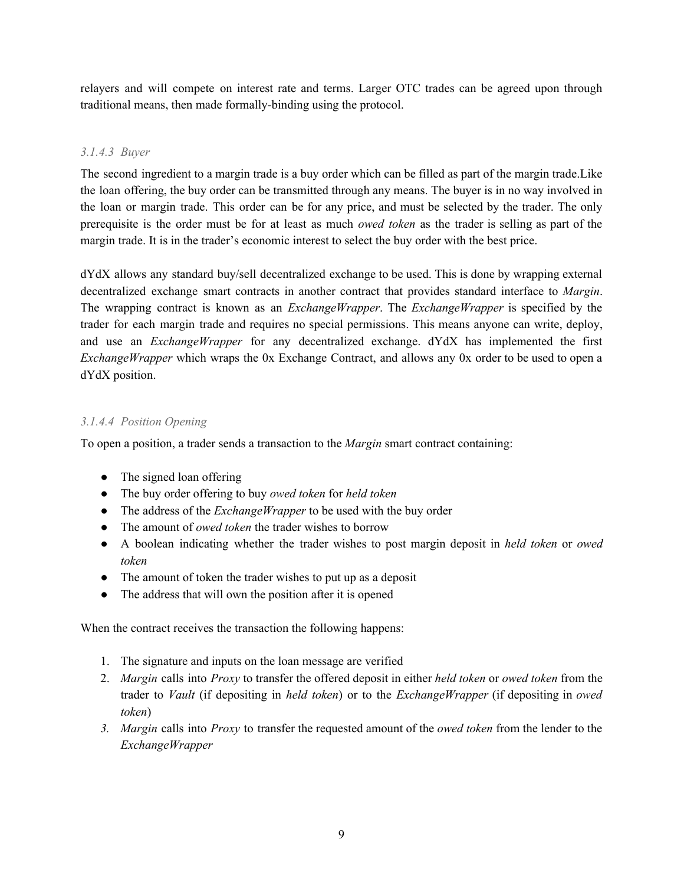relayers and will compete on interest rate and terms. Larger OTC trades can be agreed upon through traditional means, then made formally-binding using the protocol.

#### *3.1.4.3 Buyer*

The second ingredient to a margin trade is a buy order which can be filled as part of the margin trade.Like the loan offering, the buy order can be transmitted through any means. The buyer is in no way involved in the loan or margin trade. This order can be for any price, and must be selected by the trader. The only prerequisite is the order must be for at least as much *owed token* as the trader is selling as part of the margin trade. It is in the trader's economic interest to select the buy order with the best price.

dYdX allows any standard buy/sell decentralized exchange to be used. This is done by wrapping external decentralized exchange smart contracts in another contract that provides standard interface to *Margin*. The wrapping contract is known as an *ExchangeWrapper*. The *ExchangeWrapper* is specified by the trader for each margin trade and requires no special permissions. This means anyone can write, deploy, and use an *ExchangeWrapper* for any decentralized exchange. dYdX has implemented the first *ExchangeWrapper* which wraps the 0x Exchange Contract, and allows any 0x order to be used to open a dYdX position.

#### *3.1.4.4 Position Opening*

To open a position, a trader sends a transaction to the *Margin* smart contract containing:

- The signed loan offering
- The buy order offering to buy *owed token* for *held token*
- The address of the *ExchangeWrapper* to be used with the buy order
- The amount of *owed token* the trader wishes to borrow
- A boolean indicating whether the trader wishes to post margin deposit in *held token* or *owed token*
- The amount of token the trader wishes to put up as a deposit
- The address that will own the position after it is opened

When the contract receives the transaction the following happens:

1. The signature and inputs on the loan message are verified
2. *Margin* calls into *Proxy* to transfer the offered deposit in either *held token* or *owed token* from the trader to *Vault* (if depositing in *held token*) or to the *ExchangeWrapper* (if depositing in *owed token*)
3. *Margin* calls into *Proxy* to transfer the requested amount of the *owed token* from the lender to the *ExchangeWrapper*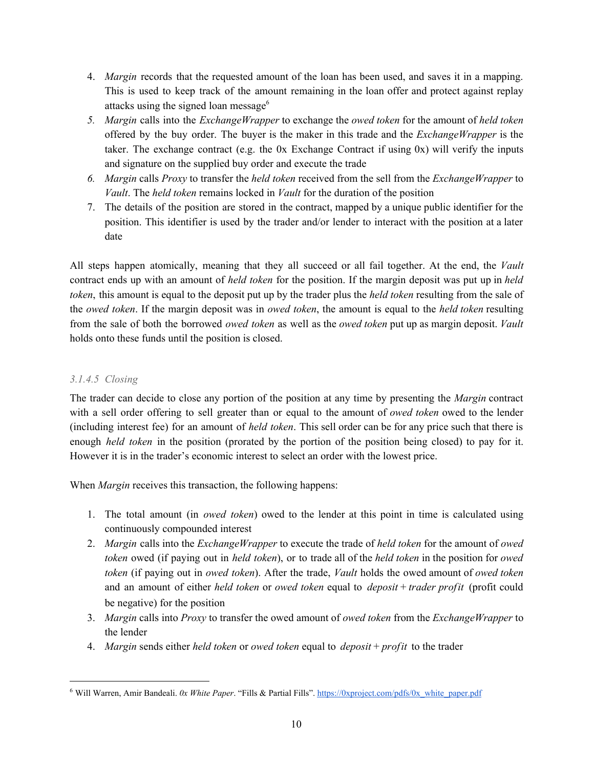4. *Margin* records that the requested amount of the loan has been used, and saves it in a mapping. This is used to keep track of the amount remaining in the loan offer and protect against replay attacks using the signed loan message[6]
5. *Margin* calls into the *ExchangeWrapper* to exchange the *owed token* for the amount of *held token* offered by the buy order. The buyer is the maker in this trade and the *ExchangeWrapper* is the taker. The exchange contract (e.g. the 0x Exchange Contract if using 0x) will verify the inputs and signature on the supplied buy order and execute the trade
6. *Margin* calls *Proxy* to transfer the *held token* received from the sell from the *ExchangeWrapper* to *Vault*. The *held token* remains locked in *Vault* for the duration of the position
7. The details of the position are stored in the contract, mapped by a unique public identifier for the position. This identifier is used by the trader and/or lender to interact with the position at a later date

All steps happen atomically, meaning that they all succeed or all fail together. At the end, the *Vault* contract ends up with an amount of *held token* for the position. If the margin deposit was put up in *held token*, this amount is equal to the deposit put up by the trader plus the *held token* resulting from the sale of the *owed token*. If the margin deposit was in *owed token*, the amount is equal to the *held token* resulting from the sale of both the borrowed *owed token* as well as the *owed token* put up as margin deposit. *Vault* holds onto these funds until the position is closed.

#### *3.1.4.5 Closing*

The trader can decide to close any portion of the position at any time by presenting the *Margin* contract with a sell order offering to sell greater than or equal to the amount of *owed token* owed to the lender (including interest fee) for an amount of *held token*. This sell order can be for any price such that there is enough *held token* in the position (prorated by the portion of the position being closed) to pay for it. However it is in the trader's economic interest to select an order with the lowest price.

When *Margin* receives this transaction, the following happens:

1. The total amount (in *owed token*) owed to the lender at this point in time is calculated using continuously compounded interest
2. *Margin* calls into the *ExchangeWrapper* to execute the trade of *held token* for the amount of *owed token* owed (if paying out in *held token*), or to trade all of the *held token* in the position for *owed token* (if paying out in *owed token*). After the trade, *Vault* holds the owed amount of *owed token* and an amount of either *held token* or *owed token* equal to $deposit + trader\ profit$ (profit could be negative) for the position
3. *Margin* calls into *Proxy* to transfer the owed amount of *owed token* from the *ExchangeWrapper* to the lender
4. *Margin* sends either *held token* or *owed token* equal to $deposit + profit$ to the trader

[6] Will Warren, Amir Bandeali. *0x White Paper*. "Fills & Partial Fills". https://0xproject.com/pdfs/0x_white_paper.pdf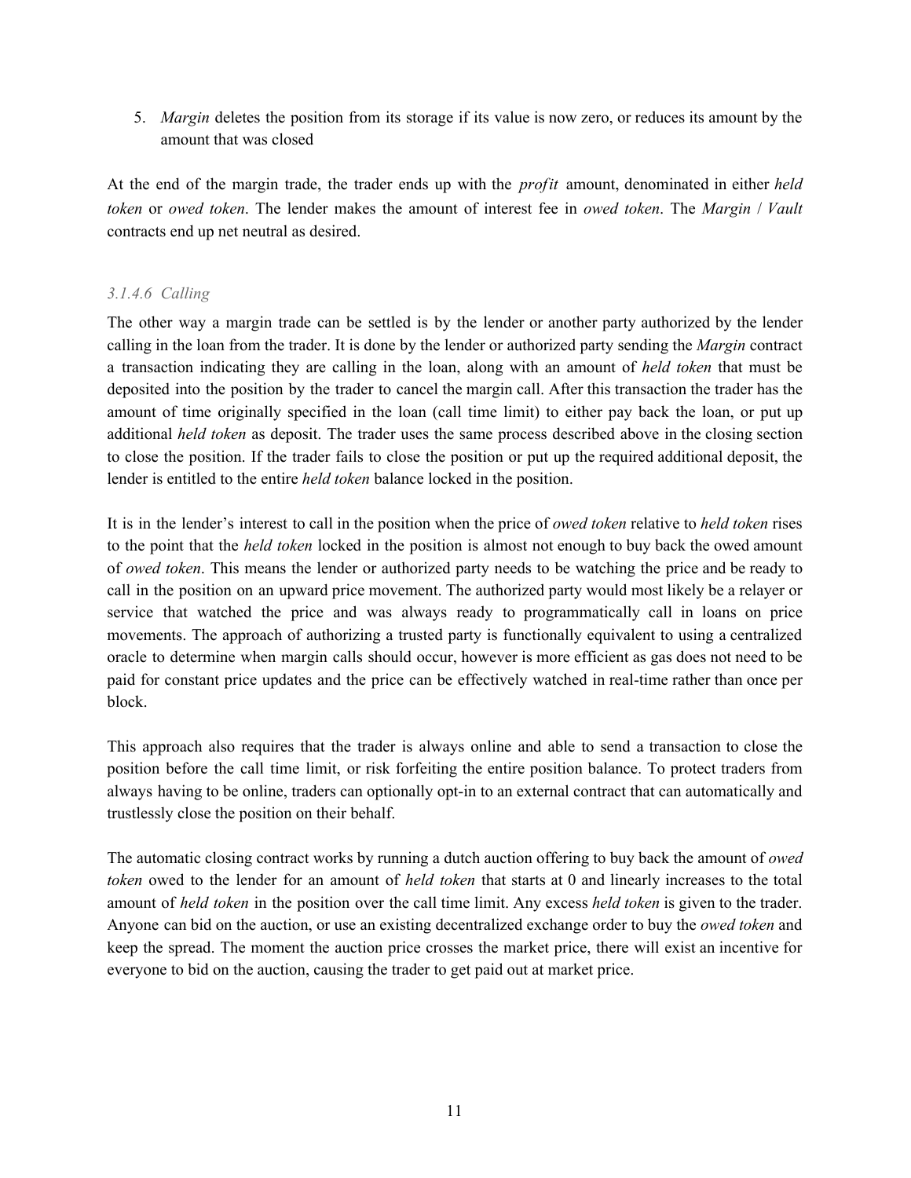5. *Margin* deletes the position from its storage if its value is now zero, or reduces its amount by the amount that was closed

At the end of the margin trade, the trader ends up with the *profit* amount, denominated in either *held token* or *owed token*. The lender makes the amount of interest fee in *owed token*. The *Margin* / *Vault* contracts end up net neutral as desired.

#### *3.1.4.6 Calling*

The other way a margin trade can be settled is by the lender or another party authorized by the lender calling in the loan from the trader. It is done by the lender or authorized party sending the *Margin* contract a transaction indicating they are calling in the loan, along with an amount of *held token* that must be deposited into the position by the trader to cancel the margin call. After this transaction the trader has the amount of time originally specified in the loan (call time limit) to either pay back the loan, or put up additional *held token* as deposit. The trader uses the same process described above in the closing section to close the position. If the trader fails to close the position or put up the required additional deposit, the lender is entitled to the entire *held token* balance locked in the position.

It is in the lender's interest to call in the position when the price of *owed token* relative to *held token* rises to the point that the *held token* locked in the position is almost not enough to buy back the owed amount of *owed token*. This means the lender or authorized party needs to be watching the price and be ready to call in the position on an upward price movement. The authorized party would most likely be a relayer or service that watched the price and was always ready to programmatically call in loans on price movements. The approach of authorizing a trusted party is functionally equivalent to using a centralized oracle to determine when margin calls should occur, however is more efficient as gas does not need to be paid for constant price updates and the price can be effectively watched in real-time rather than once per block.

This approach also requires that the trader is always online and able to send a transaction to close the position before the call time limit, or risk forfeiting the entire position balance. To protect traders from always having to be online, traders can optionally opt-in to an external contract that can automatically and trustlessly close the position on their behalf.

The automatic closing contract works by running a dutch auction offering to buy back the amount of *owed token* owed to the lender for an amount of *held token* that starts at 0 and linearly increases to the total amount of *held token* in the position over the call time limit. Any excess *held token* is given to the trader. Anyone can bid on the auction, or use an existing decentralized exchange order to buy the *owed token* and keep the spread. The moment the auction price crosses the market price, there will exist an incentive for everyone to bid on the auction, causing the trader to get paid out at market price.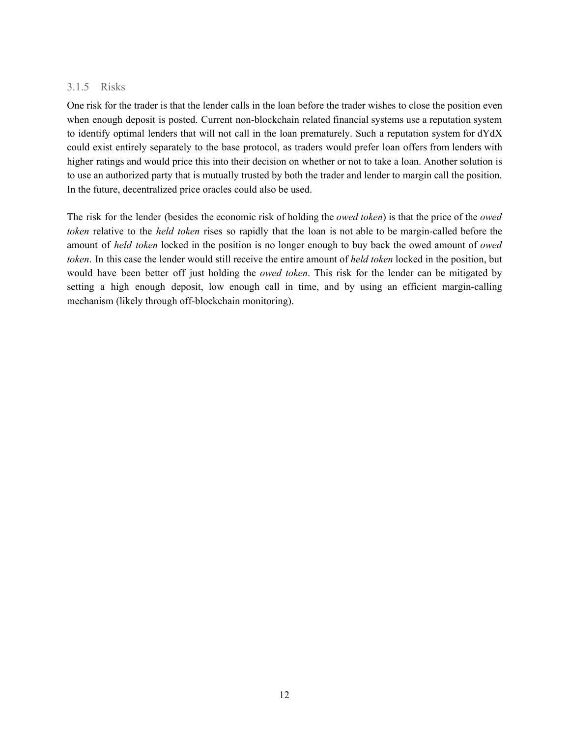### 3.1.5 Risks

One risk for the trader is that the lender calls in the loan before the trader wishes to close the position even when enough deposit is posted. Current non-blockchain related financial systems use a reputation system to identify optimal lenders that will not call in the loan prematurely. Such a reputation system for dYdX could exist entirely separately to the base protocol, as traders would prefer loan offers from lenders with higher ratings and would price this into their decision on whether or not to take a loan. Another solution is to use an authorized party that is mutually trusted by both the trader and lender to margin call the position. In the future, decentralized price oracles could also be used.

The risk for the lender (besides the economic risk of holding the *owed token*) is that the price of the *owed token* relative to the *held token* rises so rapidly that the loan is not able to be margin-called before the amount of *held token* locked in the position is no longer enough to buy back the owed amount of *owed token*. In this case the lender would still receive the entire amount of *held token* locked in the position, but would have been better off just holding the *owed token*. This risk for the lender can be mitigated by setting a high enough deposit, low enough call in time, and by using an efficient margin-calling mechanism (likely through off-blockchain monitoring).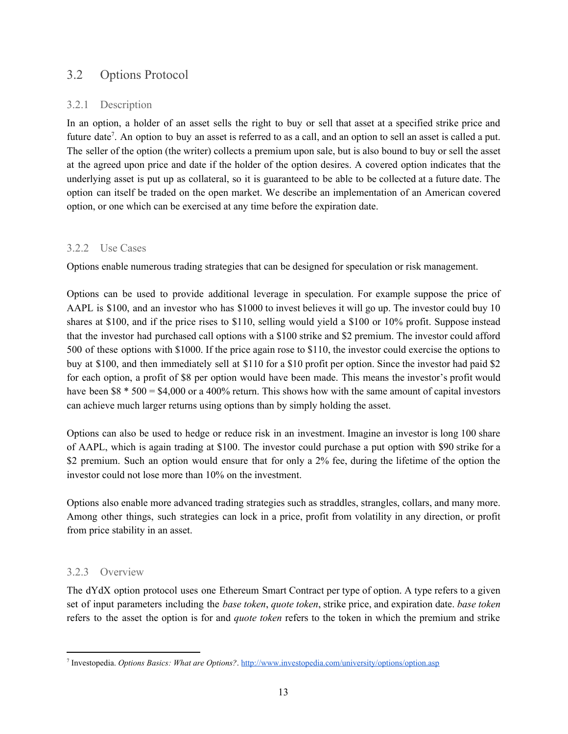## 3.2 Options Protocol

### 3.2.1 Description

In an option, a holder of an asset sells the right to buy or sell that asset at a specified strike price and future date[7]. An option to buy an asset is referred to as a call, and an option to sell an asset is called a put. The seller of the option (the writer) collects a premium upon sale, but is also bound to buy or sell the asset at the agreed upon price and date if the holder of the option desires. A covered option indicates that the underlying asset is put up as collateral, so it is guaranteed to be able to be collected at a future date. The option can itself be traded on the open market. We describe an implementation of an American covered option, or one which can be exercised at any time before the expiration date.

### 3.2.2 Use Cases

Options enable numerous trading strategies that can be designed for speculation or risk management.

Options can be used to provide additional leverage in speculation. For example suppose the price of AAPL is $100, and an investor who has $1000 to invest believes it will go up. The investor could buy 10 shares at $100, and if the price rises to $110, selling would yield a $100 or 10% profit. Suppose instead that the investor had purchased call options with a $100 strike and $2 premium. The investor could afford 500 of these options with $1000. If the price again rose to $110, the investor could exercise the options to buy at $100, and then immediately sell at $110 for a $10 profit per option. Since the investor had paid $2 for each option, a profit of $8 per option would have been made. This means the investor's profit would have been $8 * 500 = $4,000 or a 400% return. This shows how with the same amount of capital investors can achieve much larger returns using options than by simply holding the asset.

Options can also be used to hedge or reduce risk in an investment. Imagine an investor is long 100 share of AAPL, which is again trading at $100. The investor could purchase a put option with $90 strike for a $2 premium. Such an option would ensure that for only a 2% fee, during the lifetime of the option the investor could not lose more than 10% on the investment.

Options also enable more advanced trading strategies such as straddles, strangles, collars, and many more. Among other things, such strategies can lock in a price, profit from volatility in any direction, or profit from price stability in an asset.

### 3.2.3 Overview

The dYdX option protocol uses one Ethereum Smart Contract per type of option. A type refers to a given set of input parameters including the *base token*, *quote token*, strike price, and expiration date. *base token* refers to the asset the option is for and *quote token* refers to the token in which the premium and strike

---

[7] Investopedia. *Options Basics: What are Options?*. http://www.investopedia.com/university/options/option.asp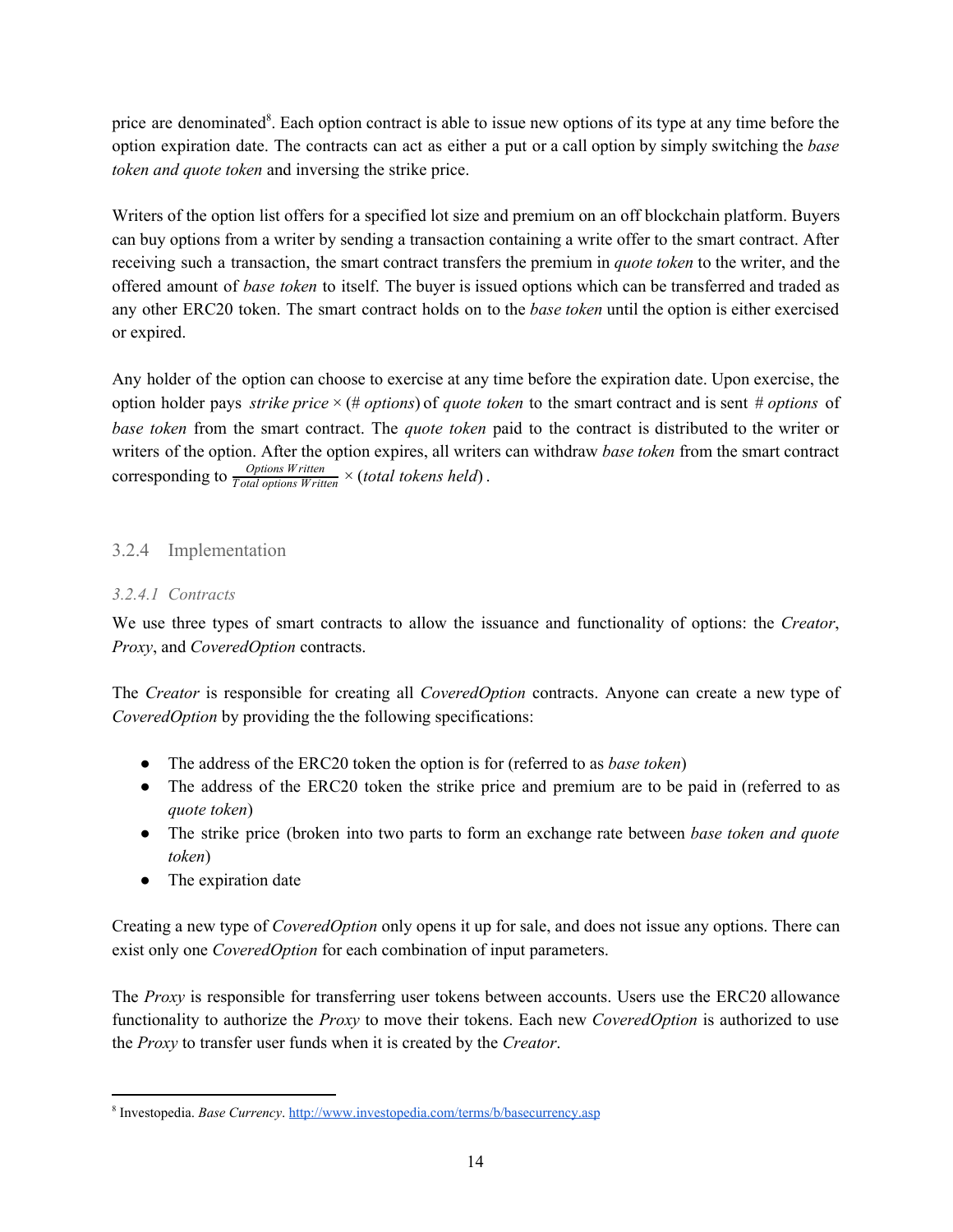price are denominated[8]. Each option contract is able to issue new options of its type at any time before the option expiration date. The contracts can act as either a put or a call option by simply switching the *base token and quote token* and inversing the strike price.

Writers of the option list offers for a specified lot size and premium on an off blockchain platform. Buyers can buy options from a writer by sending a transaction containing a write offer to the smart contract. After receiving such a transaction, the smart contract transfers the premium in *quote token* to the writer, and the offered amount of *base token* to itself. The buyer is issued options which can be transferred and traded as any other ERC20 token. The smart contract holds on to the *base token* until the option is either exercised or expired.

Any holder of the option can choose to exercise at any time before the expiration date. Upon exercise, the option holder pays $strike\ price \times (\#\ options)$ of *quote token* to the smart contract and is sent $\#\ options$ of *base token* from the smart contract. The *quote token* paid to the contract is distributed to the writer or writers of the option. After the option expires, all writers can withdraw *base token* from the smart contract corresponding to $\frac{Options\ Written}{Total\ options\ Written} \times (total\ tokens\ held)$.

### 3.2.4 Implementation

#### *3.2.4.1 Contracts*

We use three types of smart contracts to allow the issuance and functionality of options: the *Creator*, *Proxy*, and *CoveredOption* contracts.

The *Creator* is responsible for creating all *CoveredOption* contracts. Anyone can create a new type of *CoveredOption* by providing the the following specifications:

- The address of the ERC20 token the option is for (referred to as *base token*)
- The address of the ERC20 token the strike price and premium are to be paid in (referred to as *quote token*)
- The strike price (broken into two parts to form an exchange rate between *base token and quote token*)
- The expiration date

Creating a new type of *CoveredOption* only opens it up for sale, and does not issue any options. There can exist only one *CoveredOption* for each combination of input parameters.

The *Proxy* is responsible for transferring user tokens between accounts. Users use the ERC20 allowance functionality to authorize the *Proxy* to move their tokens. Each new *CoveredOption* is authorized to use the *Proxy* to transfer user funds when it is created by the *Creator*.

[8] Investopedia. *Base Currency*. http://www.investopedia.com/terms/b/basecurrency.asp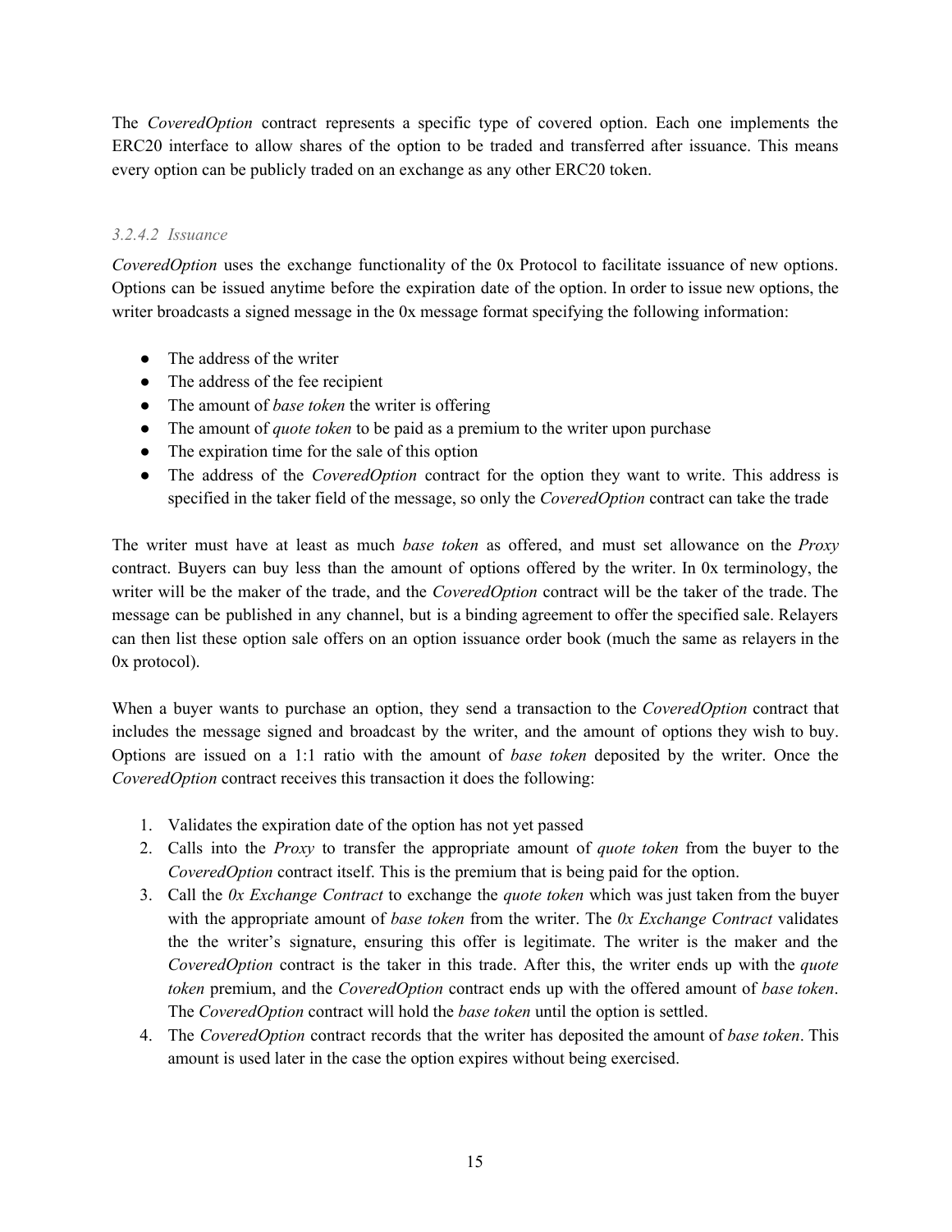The *CoveredOption* contract represents a specific type of covered option. Each one implements the ERC20 interface to allow shares of the option to be traded and transferred after issuance. This means every option can be publicly traded on an exchange as any other ERC20 token.

#### *3.2.4.2 Issuance*

*CoveredOption* uses the exchange functionality of the 0x Protocol to facilitate issuance of new options. Options can be issued anytime before the expiration date of the option. In order to issue new options, the writer broadcasts a signed message in the 0x message format specifying the following information:

- The address of the writer
- The address of the fee recipient
- The amount of *base token* the writer is offering
- The amount of *quote token* to be paid as a premium to the writer upon purchase
- The expiration time for the sale of this option
- The address of the *CoveredOption* contract for the option they want to write. This address is specified in the taker field of the message, so only the *CoveredOption* contract can take the trade

The writer must have at least as much *base token* as offered, and must set allowance on the *Proxy* contract. Buyers can buy less than the amount of options offered by the writer. In 0x terminology, the writer will be the maker of the trade, and the *CoveredOption* contract will be the taker of the trade. The message can be published in any channel, but is a binding agreement to offer the specified sale. Relayers can then list these option sale offers on an option issuance order book (much the same as relayers in the 0x protocol).

When a buyer wants to purchase an option, they send a transaction to the *CoveredOption* contract that includes the message signed and broadcast by the writer, and the amount of options they wish to buy. Options are issued on a 1:1 ratio with the amount of *base token* deposited by the writer. Once the *CoveredOption* contract receives this transaction it does the following:

1. Validates the expiration date of the option has not yet passed
2. Calls into the *Proxy* to transfer the appropriate amount of *quote token* from the buyer to the *CoveredOption* contract itself. This is the premium that is being paid for the option.
3. Call the *0x Exchange Contract* to exchange the *quote token* which was just taken from the buyer with the appropriate amount of *base token* from the writer. The *0x Exchange Contract* validates the the writer's signature, ensuring this offer is legitimate. The writer is the maker and the *CoveredOption* contract is the taker in this trade. After this, the writer ends up with the *quote token* premium, and the *CoveredOption* contract ends up with the offered amount of *base token*. The *CoveredOption* contract will hold the *base token* until the option is settled.
4. The *CoveredOption* contract records that the writer has deposited the amount of *base token*. This amount is used later in the case the option expires without being exercised.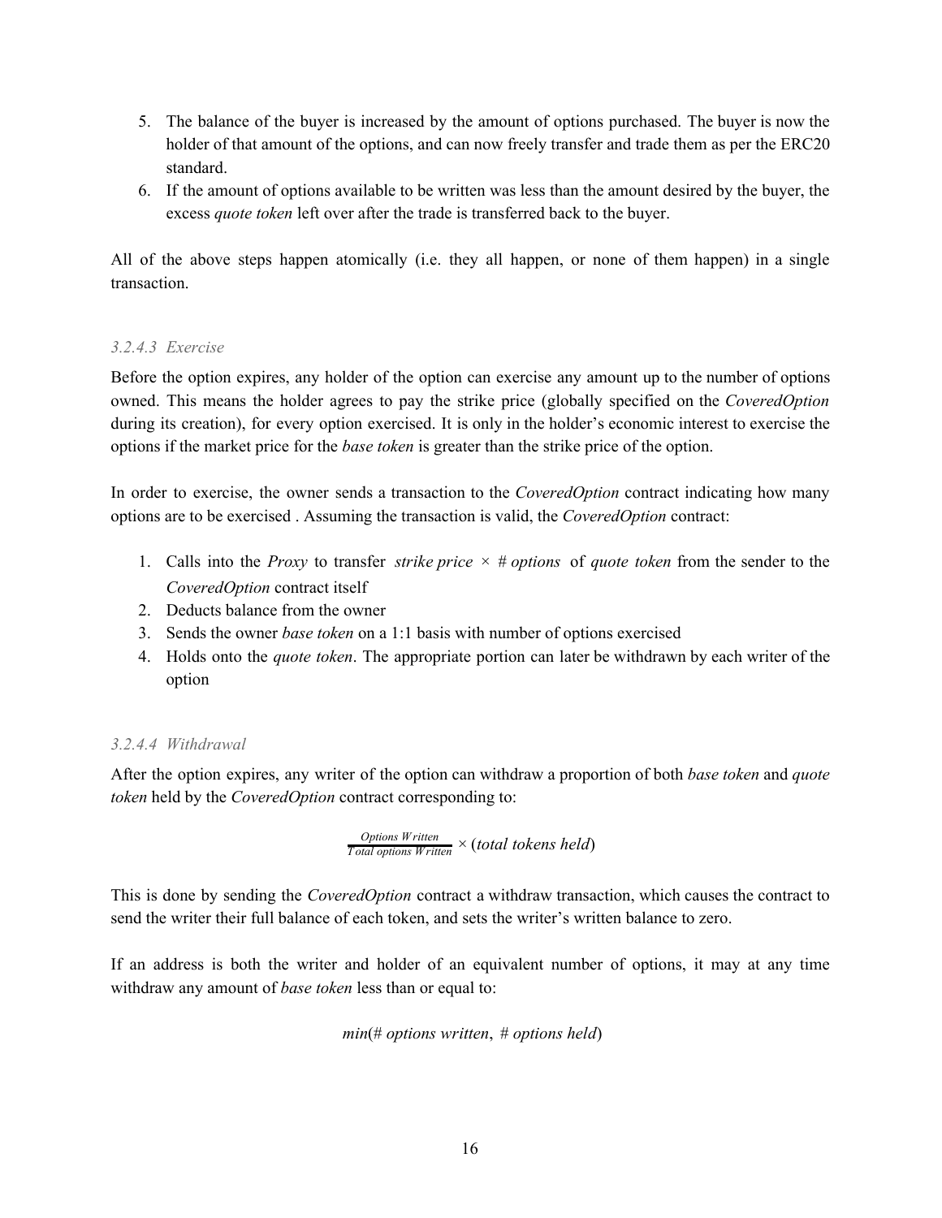5. The balance of the buyer is increased by the amount of options purchased. The buyer is now the holder of that amount of the options, and can now freely transfer and trade them as per the ERC20 standard.
6. If the amount of options available to be written was less than the amount desired by the buyer, the excess *quote token* left over after the trade is transferred back to the buyer.

All of the above steps happen atomically (i.e. they all happen, or none of them happen) in a single transaction.

#### *3.2.4.3 Exercise*

Before the option expires, any holder of the option can exercise any amount up to the number of options owned. This means the holder agrees to pay the strike price (globally specified on the *CoveredOption* during its creation), for every option exercised. It is only in the holder's economic interest to exercise the options if the market price for the *base token* is greater than the strike price of the option.

In order to exercise, the owner sends a transaction to the *CoveredOption* contract indicating how many options are to be exercised . Assuming the transaction is valid, the *CoveredOption* contract:

1. Calls into the *Proxy* to transfer $strike\ price \times \#\ options$ of *quote token* from the sender to the *CoveredOption* contract itself
2. Deducts balance from the owner
3. Sends the owner *base token* on a 1:1 basis with number of options exercised
4. Holds onto the *quote token*. The appropriate portion can later be withdrawn by each writer of the option

#### *3.2.4.4 Withdrawal*

After the option expires, any writer of the option can withdraw a proportion of both *base token* and *quote token* held by the *CoveredOption* contract corresponding to:

$$\frac{Options\ Written}{Total\ options\ Written} \times (total\ tokens\ held)$$

This is done by sending the *CoveredOption* contract a withdraw transaction, which causes the contract to send the writer their full balance of each token, and sets the writer's written balance to zero.

If an address is both the writer and holder of an equivalent number of options, it may at any time withdraw any amount of *base token* less than or equal to:

$$min(\#\ options\ written,\ \#\ options\ held)$$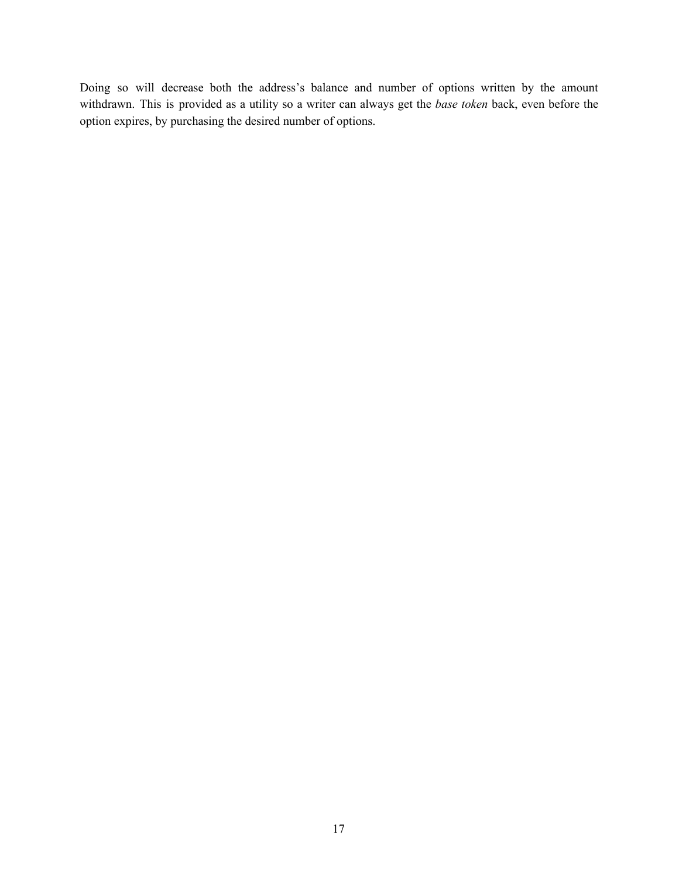Doing so will decrease both the address's balance and number of options written by the amount withdrawn. This is provided as a utility so a writer can always get the *base token* back, even before the option expires, by purchasing the desired number of options.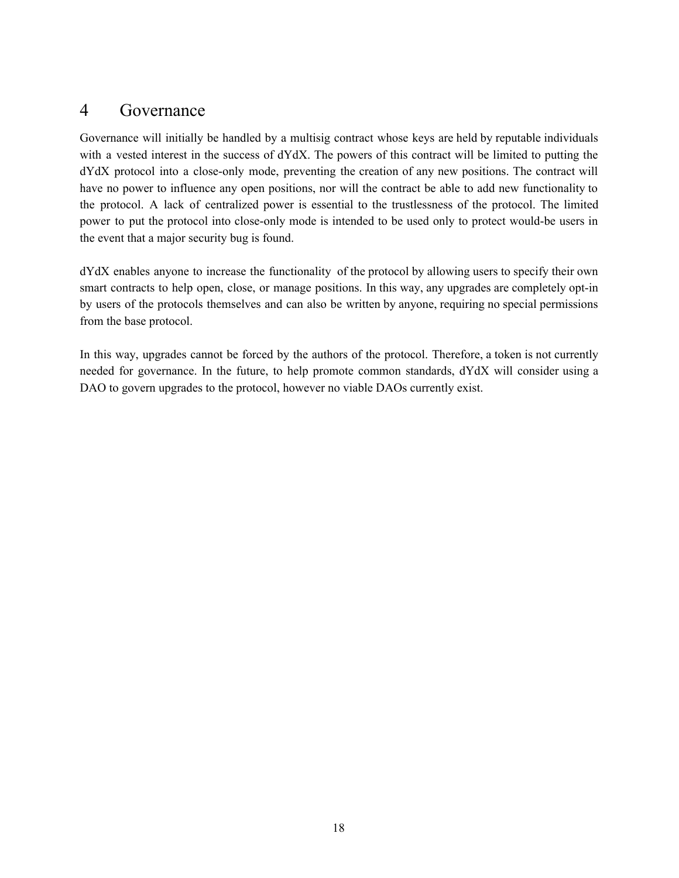# 4 Governance

Governance will initially be handled by a multisig contract whose keys are held by reputable individuals with a vested interest in the success of dYdX. The powers of this contract will be limited to putting the dYdX protocol into a close-only mode, preventing the creation of any new positions. The contract will have no power to influence any open positions, nor will the contract be able to add new functionality to the protocol. A lack of centralized power is essential to the trustlessness of the protocol. The limited power to put the protocol into close-only mode is intended to be used only to protect would-be users in the event that a major security bug is found.

dYdX enables anyone to increase the functionality of the protocol by allowing users to specify their own smart contracts to help open, close, or manage positions. In this way, any upgrades are completely opt-in by users of the protocols themselves and can also be written by anyone, requiring no special permissions from the base protocol.

In this way, upgrades cannot be forced by the authors of the protocol. Therefore, a token is not currently needed for governance. In the future, to help promote common standards, dYdX will consider using a DAO to govern upgrades to the protocol, however no viable DAOs currently exist.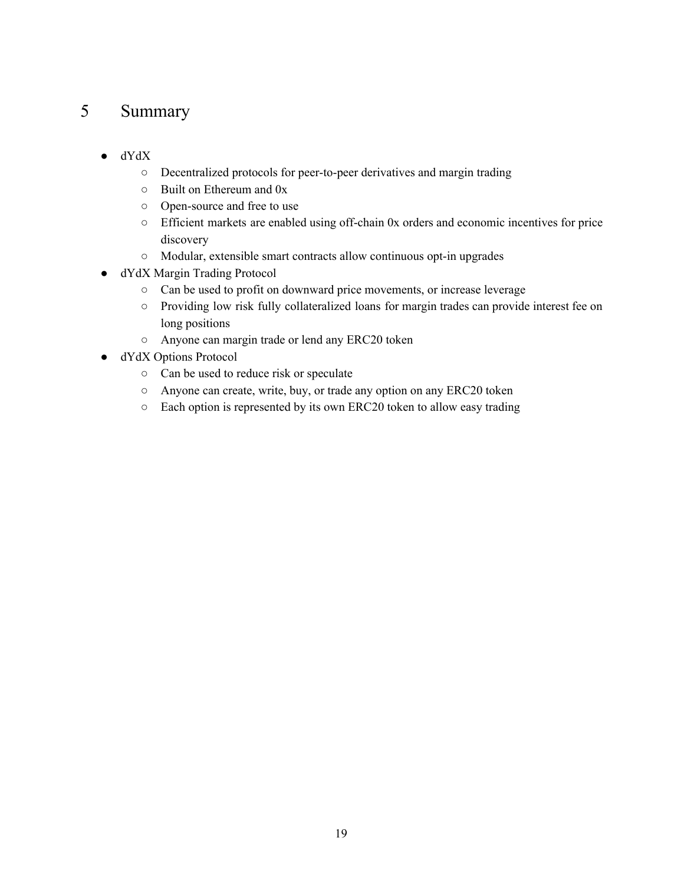# 5 Summary

- dYdX
  - Decentralized protocols for peer-to-peer derivatives and margin trading
  - Built on Ethereum and 0x
  - Open-source and free to use
  - Efficient markets are enabled using off-chain 0x orders and economic incentives for price discovery
  - Modular, extensible smart contracts allow continuous opt-in upgrades
- dYdX Margin Trading Protocol
  - Can be used to profit on downward price movements, or increase leverage
  - Providing low risk fully collateralized loans for margin trades can provide interest fee on long positions
  - Anyone can margin trade or lend any ERC20 token
- dYdX Options Protocol
  - Can be used to reduce risk or speculate
  - Anyone can create, write, buy, or trade any option on any ERC20 token
  - Each option is represented by its own ERC20 token to allow easy trading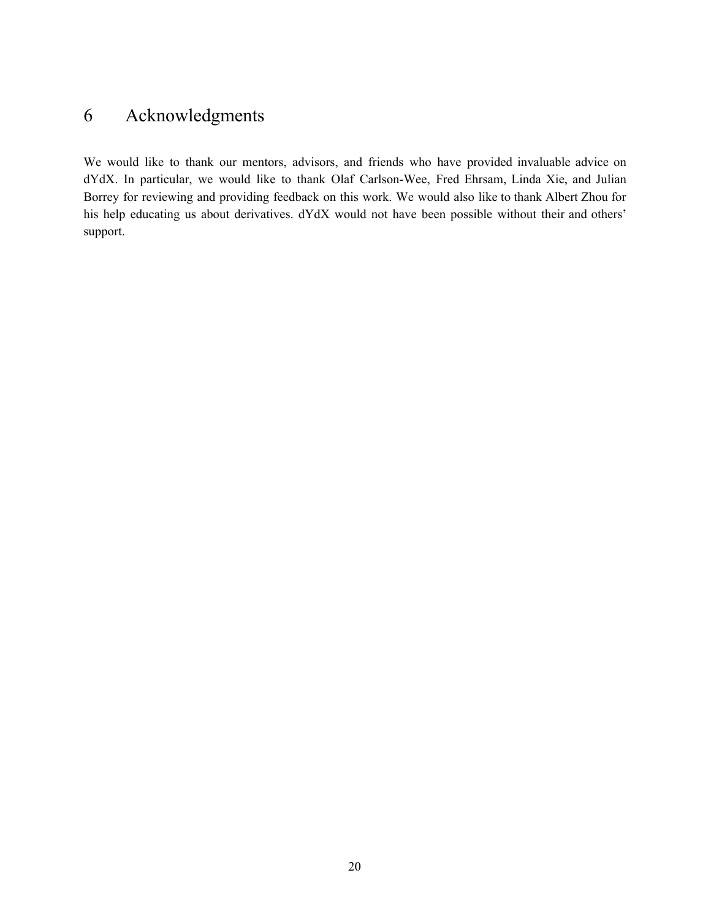# 6 Acknowledgments

We would like to thank our mentors, advisors, and friends who have provided invaluable advice on dYdX. In particular, we would like to thank Olaf Carlson-Wee, Fred Ehrsam, Linda Xie, and Julian Borrey for reviewing and providing feedback on this work. We would also like to thank Albert Zhou for his help educating us about derivatives. dYdX would not have been possible without their and others' support.